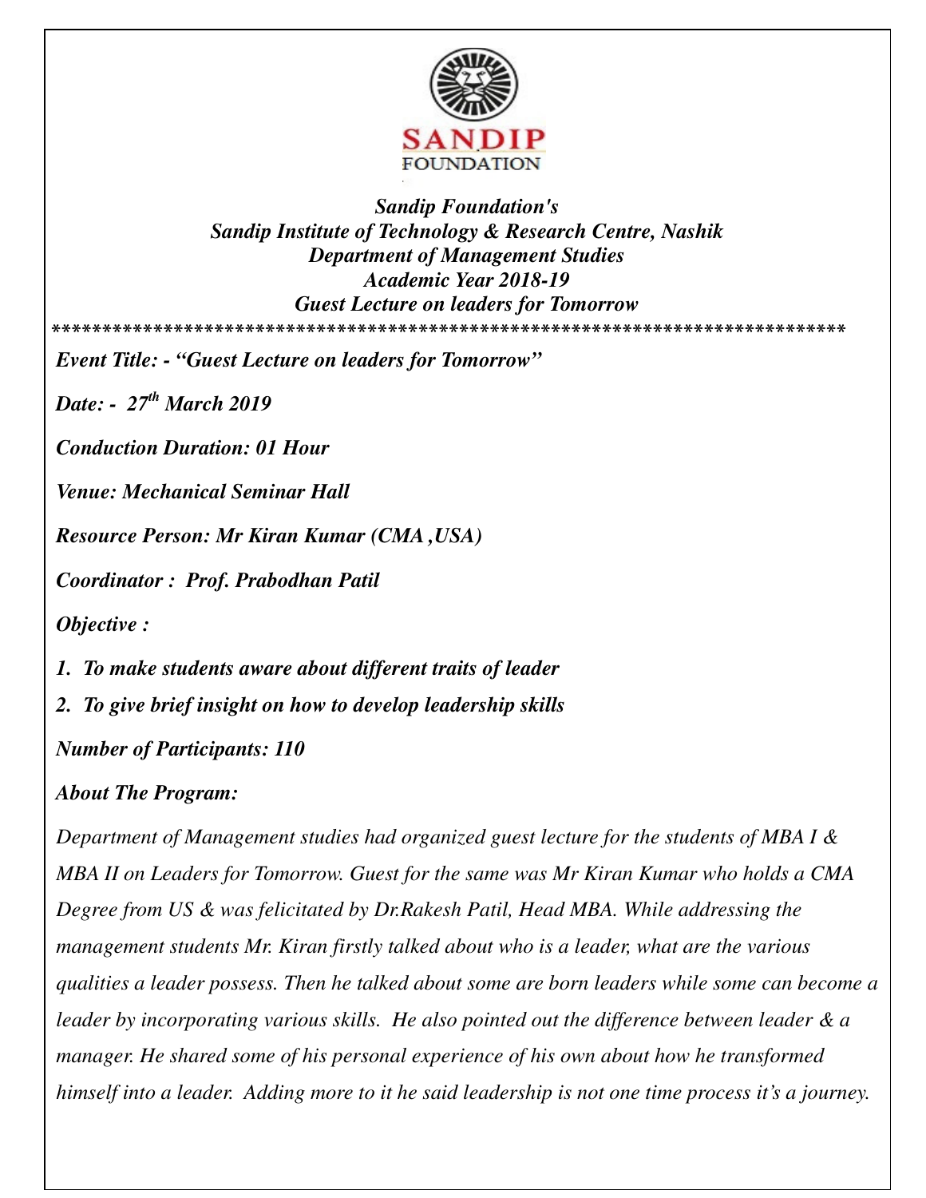*Sandip Foundation's*
*Sandip Institute of Technology & Research Centre, Nashik*
*Department of Management Studies*
*Academic Year 2018-19*
*Guest Lecture on leaders for Tomorrow*

*******************************************************************************

***Event Title: - "Guest Lecture on leaders for Tomorrow"***

***Date: - 27th March 2019***

***Conduction Duration: 01 Hour***

***Venue: Mechanical Seminar Hall***

***Resource Person: Mr Kiran Kumar (CMA ,USA)***

***Coordinator : Prof. Prabodhan Patil***

***Objective :***

1. ***To make students aware about different traits of leader***
2. ***To give brief insight on how to develop leadership skills***

***Number of Participants: 110***

***About The Program:***

*Department of Management studies had organized guest lecture for the students of MBA I & MBA II on Leaders for Tomorrow. Guest for the same was Mr Kiran Kumar who holds a CMA Degree from US & was felicitated by Dr.Rakesh Patil, Head MBA. While addressing the management students Mr. Kiran firstly talked about who is a leader, what are the various qualities a leader possess. Then he talked about some are born leaders while some can become a leader by incorporating various skills. He also pointed out the difference between leader & a manager. He shared some of his personal experience of his own about how he transformed himself into a leader. Adding more to it he said leadership is not one time process it's a journey.*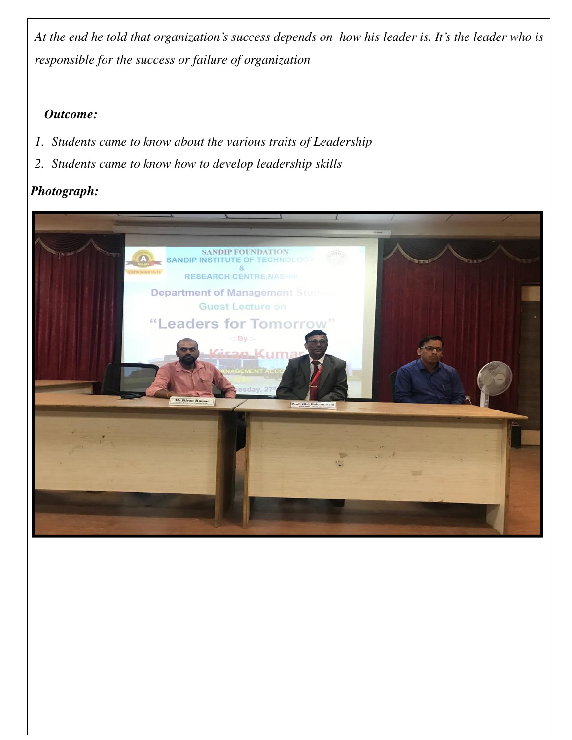*At the end he told that organization's success depends on how his leader is. It's the leader who is responsible for the success or failure of organization*

***Outcome:***

1. *Students came to know about the various traits of Leadership*
2. *Students came to know how to develop leadership skills*

***Photograph:***